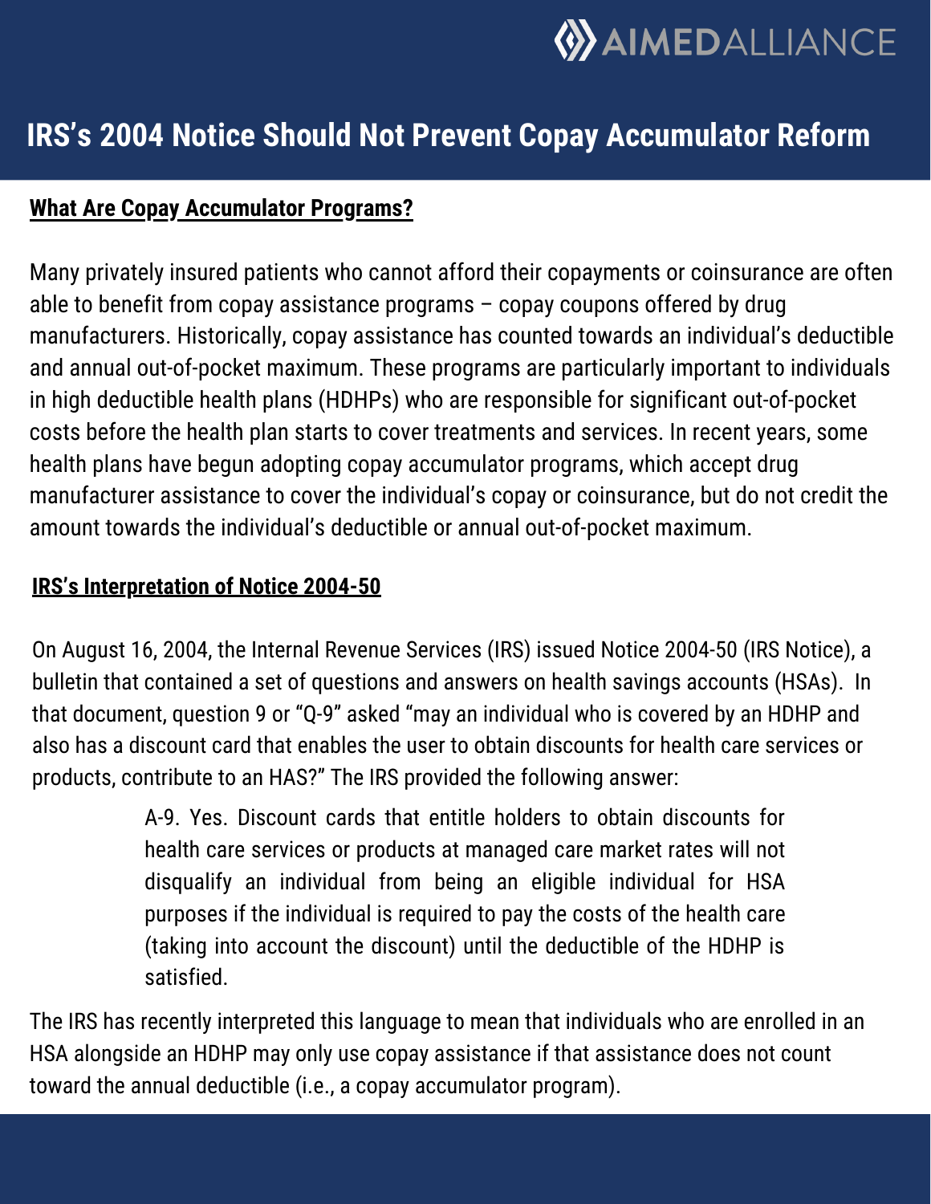# IRS's 2004 Notice Should Not Prevent Copay Accumulator Reform

## What Are Copay Accumulator Programs?

Many privately insured patients who cannot afford their copayments or coinsurance are often able to benefit from copay assistance programs – copay coupons offered by drug manufacturers. Historically, copay assistance has counted towards an individual's deductible and annual out-of-pocket maximum. These programs are particularly important to individuals in high deductible health plans (HDHPs) who are responsible for significant out-of-pocket costs before the health plan starts to cover treatments and services. In recent years, some health plans have begun adopting copay accumulator programs, which accept drug manufacturer assistance to cover the individual's copay or coinsurance, but do not credit the amount towards the individual's deductible or annual out-of-pocket maximum.

## IRS's Interpretation of Notice 2004-50

On August 16, 2004, the Internal Revenue Services (IRS) issued Notice 2004-50 (IRS Notice), a bulletin that contained a set of questions and answers on health savings accounts (HSAs). In that document, question 9 or "Q-9" asked "may an individual who is covered by an HDHP and also has a discount card that enables the user to obtain discounts for health care services or products, contribute to an HAS?" The IRS provided the following answer:

> A-9. Yes. Discount cards that entitle holders to obtain discounts for health care services or products at managed care market rates will not disqualify an individual from being an eligible individual for HSA purposes if the individual is required to pay the costs of the health care (taking into account the discount) until the deductible of the HDHP is satisfied.

The IRS has recently interpreted this language to mean that individuals who are enrolled in an HSA alongside an HDHP may only use copay assistance if that assistance does not count toward the annual deductible (i.e., a copay accumulator program).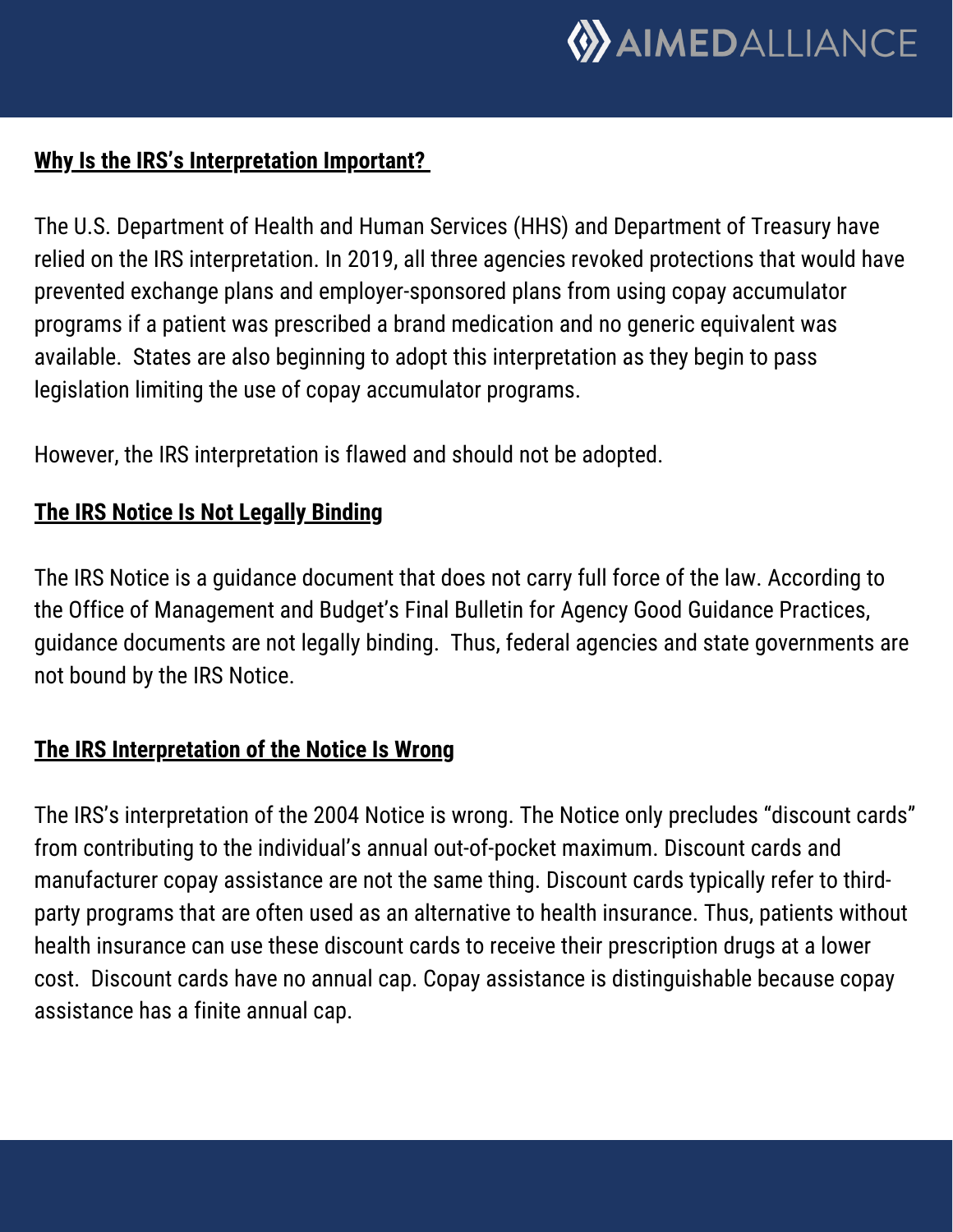## Why Is the IRS's Interpretation Important?

The U.S. Department of Health and Human Services (HHS) and Department of Treasury have relied on the IRS interpretation. In 2019, all three agencies revoked protections that would have prevented exchange plans and employer-sponsored plans from using copay accumulator programs if a patient was prescribed a brand medication and no generic equivalent was available. States are also beginning to adopt this interpretation as they begin to pass legislation limiting the use of copay accumulator programs.

However, the IRS interpretation is flawed and should not be adopted.

## The IRS Notice Is Not Legally Binding

The IRS Notice is a guidance document that does not carry full force of the law. According to the Office of Management and Budget's Final Bulletin for Agency Good Guidance Practices, guidance documents are not legally binding. Thus, federal agencies and state governments are not bound by the IRS Notice.

## The IRS Interpretation of the Notice Is Wrong

The IRS's interpretation of the 2004 Notice is wrong. The Notice only precludes "discount cards" from contributing to the individual's annual out-of-pocket maximum. Discount cards and manufacturer copay assistance are not the same thing. Discount cards typically refer to third-party programs that are often used as an alternative to health insurance. Thus, patients without health insurance can use these discount cards to receive their prescription drugs at a lower cost. Discount cards have no annual cap. Copay assistance is distinguishable because copay assistance has a finite annual cap.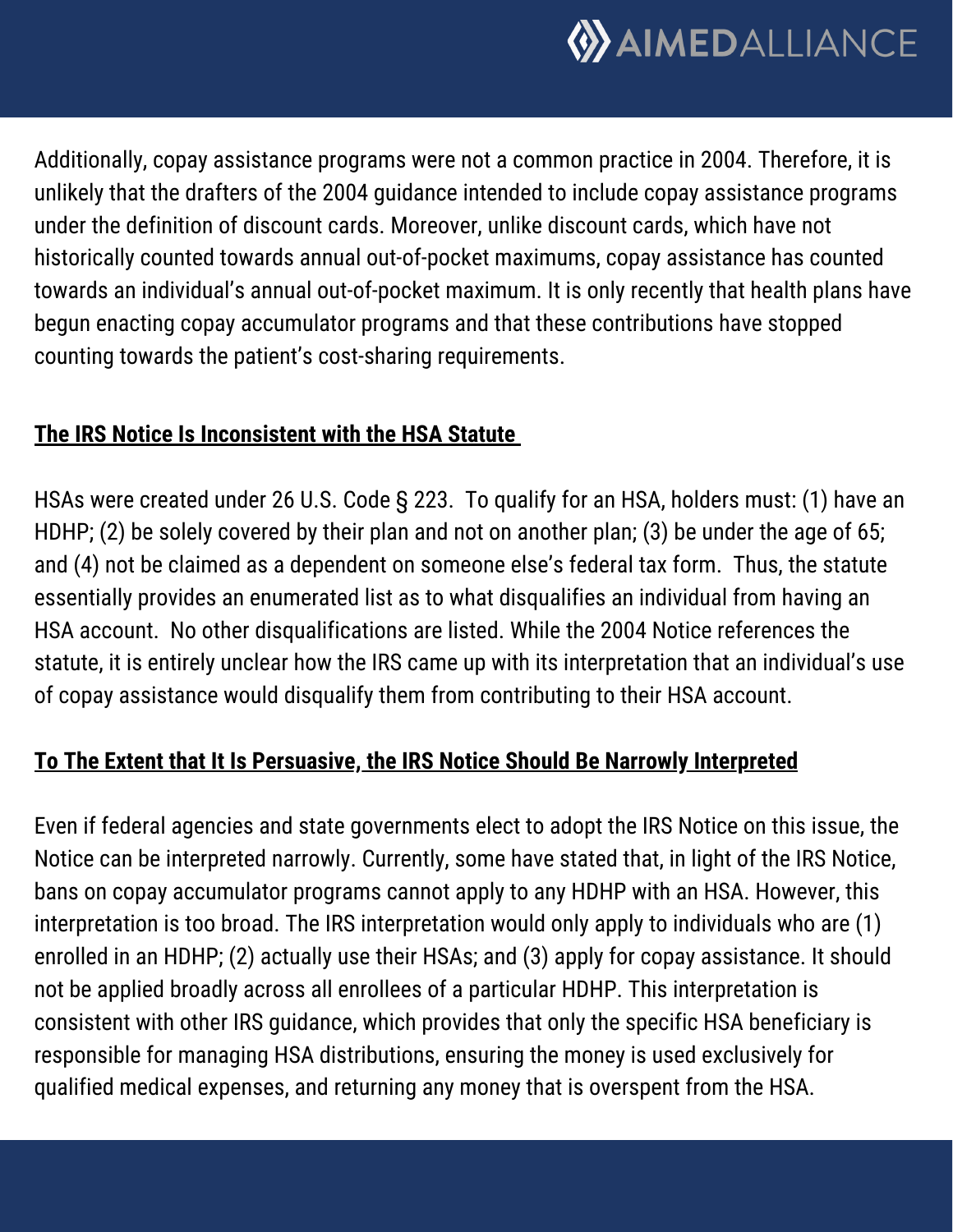Additionally, copay assistance programs were not a common practice in 2004. Therefore, it is unlikely that the drafters of the 2004 guidance intended to include copay assistance programs under the definition of discount cards. Moreover, unlike discount cards, which have not historically counted towards annual out-of-pocket maximums, copay assistance has counted towards an individual's annual out-of-pocket maximum. It is only recently that health plans have begun enacting copay accumulator programs and that these contributions have stopped counting towards the patient's cost-sharing requirements.

## The IRS Notice Is Inconsistent with the HSA Statute

HSAs were created under 26 U.S. Code § 223. To qualify for an HSA, holders must: (1) have an HDHP; (2) be solely covered by their plan and not on another plan; (3) be under the age of 65; and (4) not be claimed as a dependent on someone else's federal tax form. Thus, the statute essentially provides an enumerated list as to what disqualifies an individual from having an HSA account. No other disqualifications are listed. While the 2004 Notice references the statute, it is entirely unclear how the IRS came up with its interpretation that an individual's use of copay assistance would disqualify them from contributing to their HSA account.

## To The Extent that It Is Persuasive, the IRS Notice Should Be Narrowly Interpreted

Even if federal agencies and state governments elect to adopt the IRS Notice on this issue, the Notice can be interpreted narrowly. Currently, some have stated that, in light of the IRS Notice, bans on copay accumulator programs cannot apply to any HDHP with an HSA. However, this interpretation is too broad. The IRS interpretation would only apply to individuals who are (1) enrolled in an HDHP; (2) actually use their HSAs; and (3) apply for copay assistance. It should not be applied broadly across all enrollees of a particular HDHP. This interpretation is consistent with other IRS guidance, which provides that only the specific HSA beneficiary is responsible for managing HSA distributions, ensuring the money is used exclusively for qualified medical expenses, and returning any money that is overspent from the HSA.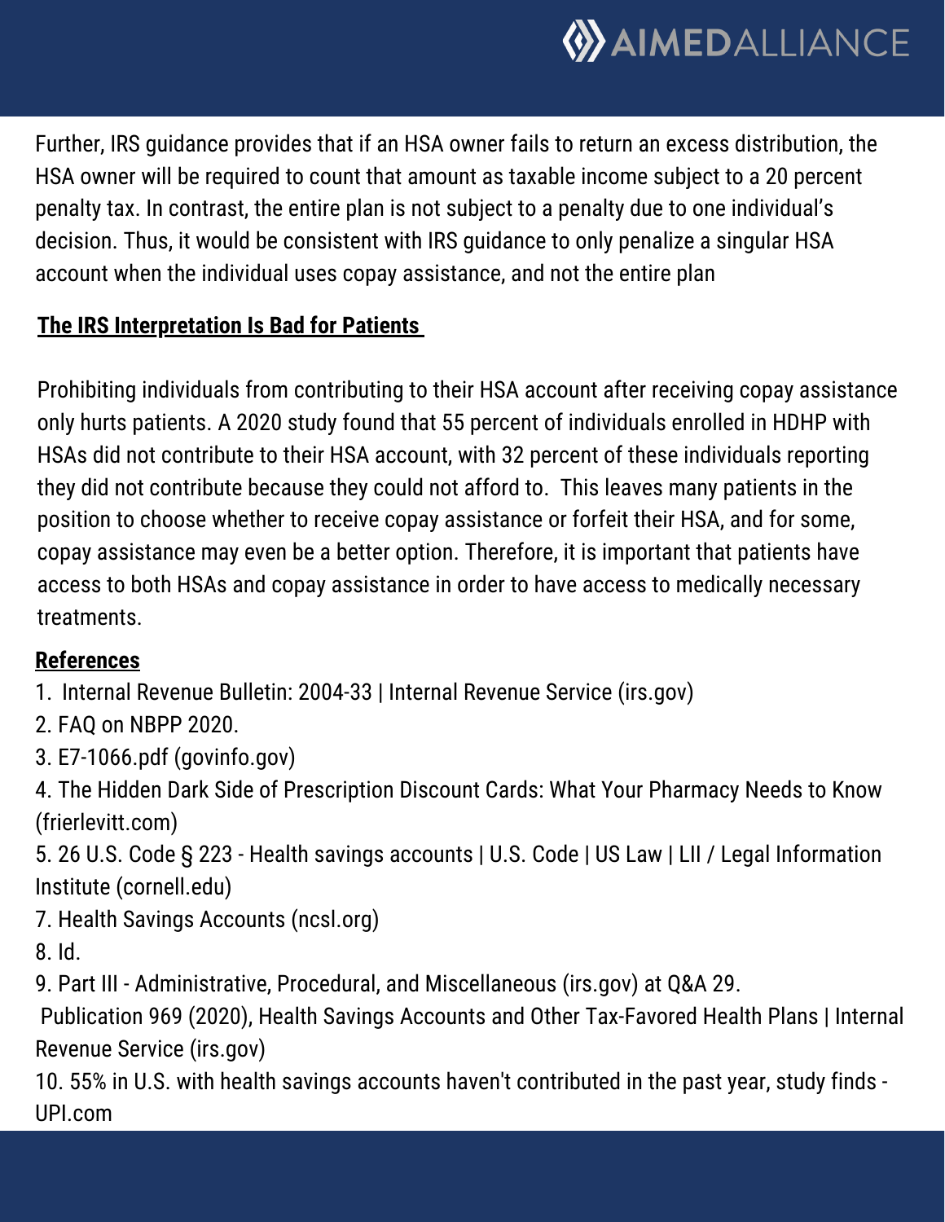Further, IRS guidance provides that if an HSA owner fails to return an excess distribution, the HSA owner will be required to count that amount as taxable income subject to a 20 percent penalty tax. In contrast, the entire plan is not subject to a penalty due to one individual's decision. Thus, it would be consistent with IRS guidance to only penalize a singular HSA account when the individual uses copay assistance, and not the entire plan

## The IRS Interpretation Is Bad for Patients

Prohibiting individuals from contributing to their HSA account after receiving copay assistance only hurts patients. A 2020 study found that 55 percent of individuals enrolled in HDHP with HSAs did not contribute to their HSA account, with 32 percent of these individuals reporting they did not contribute because they could not afford to. This leaves many patients in the position to choose whether to receive copay assistance or forfeit their HSA, and for some, copay assistance may even be a better option. Therefore, it is important that patients have access to both HSAs and copay assistance in order to have access to medically necessary treatments.

## References

1. Internal Revenue Bulletin: 2004-33 | Internal Revenue Service (irs.gov)
2. FAQ on NBPP 2020.
3. E7-1066.pdf (govinfo.gov)
4. The Hidden Dark Side of Prescription Discount Cards: What Your Pharmacy Needs to Know (frierlevitt.com)
5. 26 U.S. Code § 223 - Health savings accounts | U.S. Code | US Law | LII / Legal Information Institute (cornell.edu)
7. Health Savings Accounts (ncsl.org)
8. Id.
9. Part III - Administrative, Procedural, and Miscellaneous (irs.gov) at Q&A 29.
 Publication 969 (2020), Health Savings Accounts and Other Tax-Favored Health Plans | Internal Revenue Service (irs.gov)
10. 55% in U.S. with health savings accounts haven't contributed in the past year, study finds - UPI.com